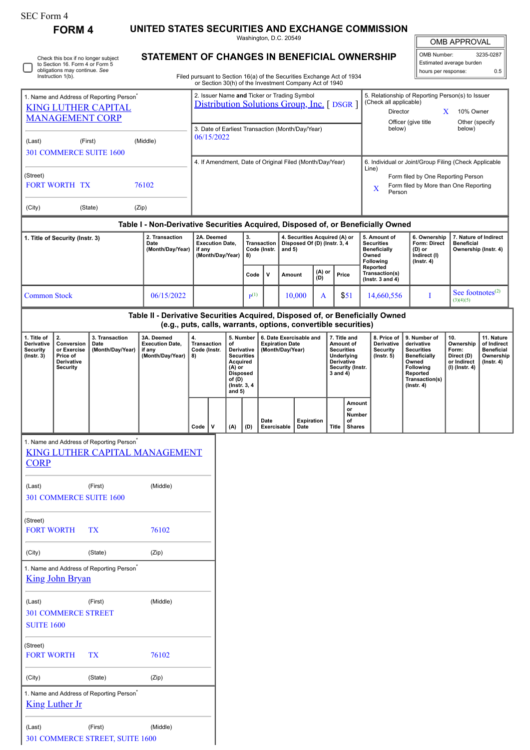SEC Form 4

# FORM 4

## UNITED STATES SECURITIES AND EXCHANGE COMMISSION

Washington, D.C. 20549

## STATEMENT OF CHANGES IN BENEFICIAL OWNERSHIP

Filed pursuant to Section 16(a) of the Securities Exchange Act of 1934 or Section 30(h) of the Investment Company Act of 1940

| OMB APPROVAL | |
|---|---|
| OMB Number: | 3235-0287 |
| Estimated average burden | |
| hours per response: | 0.5 |

☐ Check this box if no longer subject to Section 16. Form 4 or Form 5 obligations may continue. *See* Instruction 1(b).

| 1. Name and Address of Reporting Person* | 2. Issuer Name **and** Ticker or Trading Symbol | 5. Relationship of Reporting Person(s) to Issuer (Check all applicable) |
|---|---|---|
| KING LUTHER CAPITAL MANAGEMENT CORP | Distribution Solutions Group, Inc. [ DSGR ] | Director; X 10% Owner; Officer (give title below); Other (specify below) |
| (Last) (First) (Middle) 301 COMMERCE SUITE 1600 | 3. Date of Earliest Transaction (Month/Day/Year) 06/15/2022 | |
| (Street) FORT WORTH TX 76102 | 4. If Amendment, Date of Original Filed (Month/Day/Year) | 6. Individual or Joint/Group Filing (Check Applicable Line): Form filed by One Reporting Person; X Form filed by More than One Reporting Person |
| (City) (State) (Zip) | | |

### Table I - Non-Derivative Securities Acquired, Disposed of, or Beneficially Owned

| 1. Title of Security (Instr. 3) | 2. Transaction Date (Month/Day/Year) | 2A. Deemed Execution Date, if any (Month/Day/Year) | 3. Transaction Code (Instr. 8) | | 4. Securities Acquired (A) or Disposed Of (D) (Instr. 3, 4 and 5) | | | 5. Amount of Securities Beneficially Owned Following Reported Transaction(s) (Instr. 3 and 4) | 6. Ownership Form: Direct (D) or Indirect (I) (Instr. 4) | 7. Nature of Indirect Beneficial Ownership (Instr. 4) |
|---|---|---|---|---|---|---|---|---|---|---|
| | | | Code | V | Amount | (A) or (D) | Price | | | |
| Common Stock | 06/15/2022 | | P[1] | | 10,000 | A | $51 | 14,660,556 | I | See footnotes[2] [3][4][5] |

### Table II - Derivative Securities Acquired, Disposed of, or Beneficially Owned (e.g., puts, calls, warrants, options, convertible securities)

| 1. Title of Derivative Security (Instr. 3) | 2. Conversion or Exercise Price of Derivative Security | 3. Transaction Date (Month/Day/Year) | 3A. Deemed Execution Date, if any (Month/Day/Year) | 4. Transaction Code (Instr. 8) | | 5. Number of Derivative Securities Acquired (A) or Disposed of (D) (Instr. 3, 4 and 5) | | 6. Date Exercisable and Expiration Date (Month/Day/Year) | | 7. Title and Amount of Securities Underlying Derivative Security (Instr. 3 and 4) | | 8. Price of Derivative Security (Instr. 5) | 9. Number of derivative Securities Beneficially Owned Following Reported Transaction(s) (Instr. 4) | 10. Ownership Form: Direct (D) or Indirect (I) (Instr. 4) | 11. Nature of Indirect Beneficial Ownership (Instr. 4) |
|---|---|---|---|---|---|---|---|---|---|---|---|---|---|---|---|
| | | | | Code | V | (A) | (D) | Date Exercisable | Expiration Date | Title | Amount or Number of Shares | | | | |

1. Name and Address of Reporting Person*

KING LUTHER CAPITAL MANAGEMENT CORP

(Last) (First) (Middle)

301 COMMERCE SUITE 1600

(Street)

FORT WORTH TX 76102

(City) (State) (Zip)

1. Name and Address of Reporting Person*

King John Bryan

(Last) (First) (Middle)

301 COMMERCE STREET

SUITE 1600

(Street)

FORT WORTH TX 76102

(City) (State) (Zip)

1. Name and Address of Reporting Person*

King Luther Jr

(Last) (First) (Middle)

301 COMMERCE STREET, SUITE 1600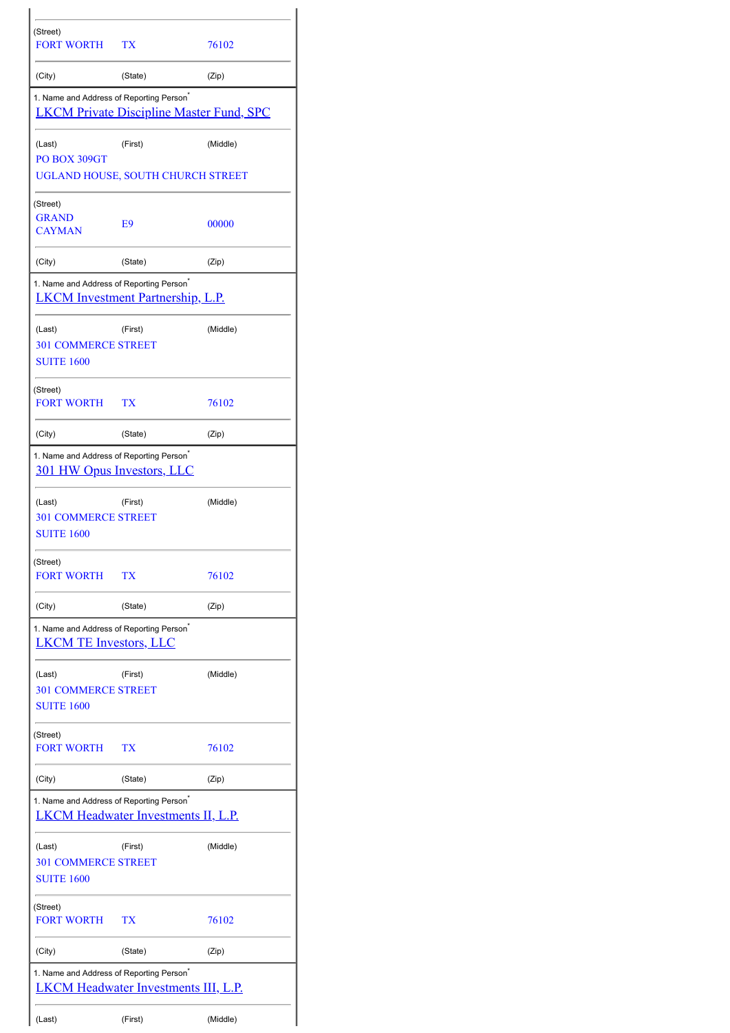(Street)

| FORT WORTH | TX | 76102 |
|---|---|---|
| (City) | (State) | (Zip) |

1. Name and Address of Reporting Person*

LKCM Private Discipline Master Fund, SPC

| (Last) | (First) | (Middle) |
|---|---|---|

PO BOX 309GT
UGLAND HOUSE, SOUTH CHURCH STREET

(Street)

| GRAND CAYMAN | E9 | 00000 |
|---|---|---|
| (City) | (State) | (Zip) |

1. Name and Address of Reporting Person*

LKCM Investment Partnership, L.P.

| (Last) | (First) | (Middle) |
|---|---|---|

301 COMMERCE STREET
SUITE 1600

(Street)

| FORT WORTH | TX | 76102 |
|---|---|---|
| (City) | (State) | (Zip) |

1. Name and Address of Reporting Person*

301 HW Opus Investors, LLC

| (Last) | (First) | (Middle) |
|---|---|---|

301 COMMERCE STREET
SUITE 1600

(Street)

| FORT WORTH | TX | 76102 |
|---|---|---|
| (City) | (State) | (Zip) |

1. Name and Address of Reporting Person*

LKCM TE Investors, LLC

| (Last) | (First) | (Middle) |
|---|---|---|

301 COMMERCE STREET
SUITE 1600

(Street)

| FORT WORTH | TX | 76102 |
|---|---|---|
| (City) | (State) | (Zip) |

1. Name and Address of Reporting Person*

LKCM Headwater Investments II, L.P.

| (Last) | (First) | (Middle) |
|---|---|---|

301 COMMERCE STREET
SUITE 1600

(Street)

| FORT WORTH | TX | 76102 |
|---|---|---|
| (City) | (State) | (Zip) |

1. Name and Address of Reporting Person*

LKCM Headwater Investments III, L.P.

| (Last) | (First) | (Middle) |
|---|---|---|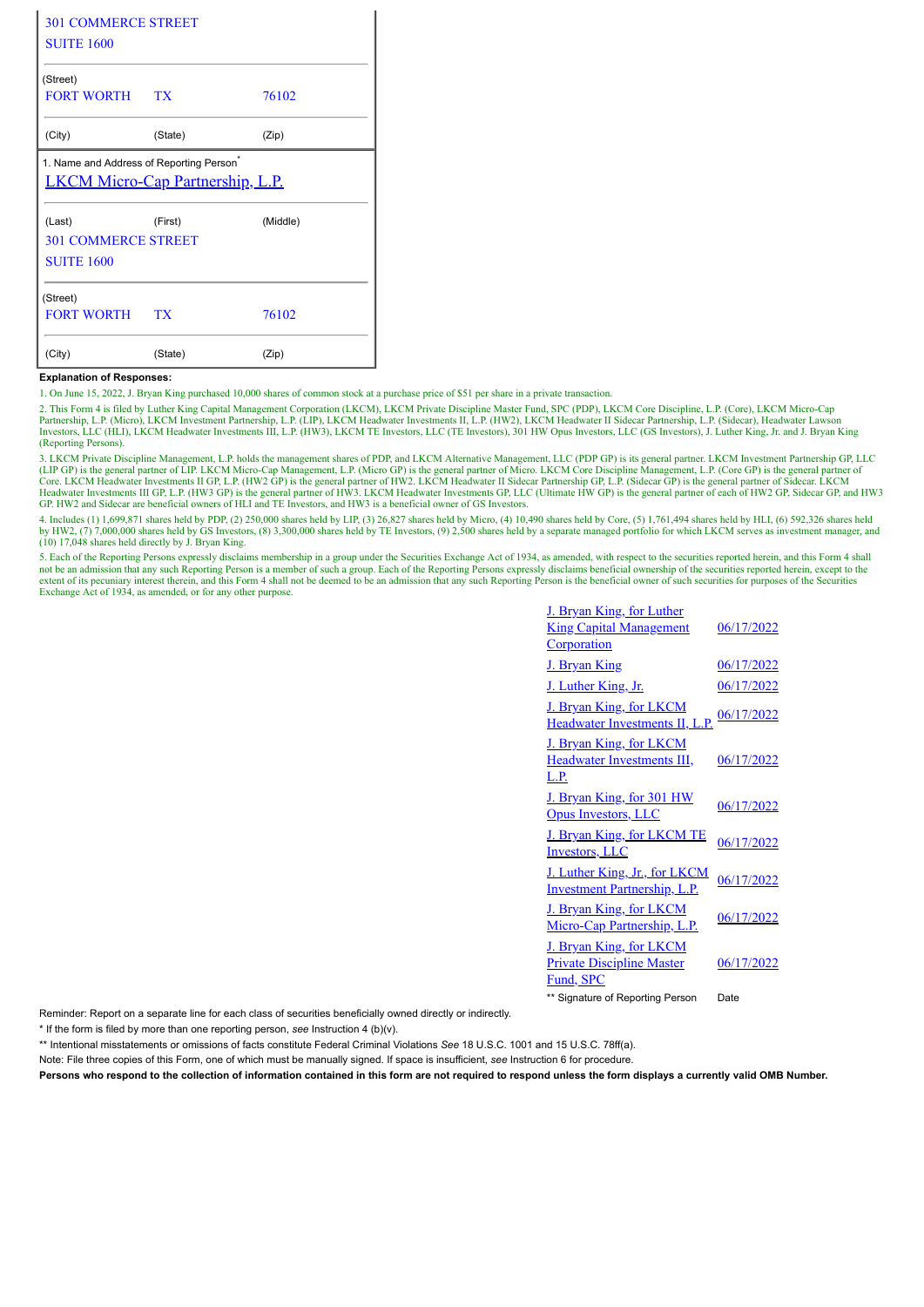301 COMMERCE STREET
SUITE 1600

| | | |
|---|---|---|
| (Street) | | |
| FORT WORTH | TX | 76102 |
| (City) | (State) | (Zip) |

1. Name and Address of Reporting Person*

LKCM Micro-Cap Partnership, L.P.

| | | |
|---|---|---|
| (Last) | (First) | (Middle) |

301 COMMERCE STREET
SUITE 1600

| | | |
|---|---|---|
| (Street) | | |
| FORT WORTH | TX | 76102 |
| (City) | (State) | (Zip) |

**Explanation of Responses:**

1. On June 15, 2022, J. Bryan King purchased 10,000 shares of common stock at a purchase price of $51 per share in a private transaction.

2. This Form 4 is filed by Luther King Capital Management Corporation (LKCM), LKCM Private Discipline Master Fund, SPC (PDP), LKCM Core Discipline, L.P. (Core), LKCM Micro-Cap Partnership, L.P. (Micro), LKCM Investment Partnership, L.P. (LIP), LKCM Headwater Investments II, L.P. (HW2), LKCM Headwater II Sidecar Partnership, L.P. (Sidecar), Headwater Lawson Investors, LLC (HLI), LKCM Headwater Investments III, L.P. (HW3), LKCM TE Investors, LLC (TE Investors), 301 HW Opus Investors, LLC (GS Investors), J. Luther King, Jr. and J. Bryan King (Reporting Persons).

3. LKCM Private Discipline Management, L.P. holds the management shares of PDP, and LKCM Alternative Management, LLC (PDP GP) is its general partner. LKCM Investment Partnership GP, LLC (LIP GP) is the general partner of LIP. LKCM Micro-Cap Management, L.P. (Micro GP) is the general partner of Micro. LKCM Core Discipline Management, L.P. (Core GP) is the general partner of Core. LKCM Headwater Investments II GP, L.P. (HW2 GP) is the general partner of HW2. LKCM Headwater II Sidecar Partnership GP, L.P. (Sidecar GP) is the general partner of Sidecar. LKCM Headwater Investments III GP, L.P. (HW3 GP) is the general partner of HW3. LKCM Headwater Investments GP, LLC (Ultimate HW GP) is the general partner of each of HW2 GP, Sidecar GP, and HW3 GP. HW2 and Sidecar are beneficial owners of HLI and TE Investors, and HW3 is a beneficial owner of GS Investors.

4. Includes (1) 1,699,871 shares held by PDP, (2) 250,000 shares held by LIP, (3) 26,827 shares held by Micro, (4) 10,490 shares held by Core, (5) 1,761,494 shares held by HLI, (6) 592,326 shares held by HW2, (7) 7,000,000 shares held by GS Investors, (8) 3,300,000 shares held by TE Investors, (9) 2,500 shares held by a separate managed portfolio for which LKCM serves as investment manager, and (10) 17,048 shares held directly by J. Bryan King.

5. Each of the Reporting Persons expressly disclaims membership in a group under the Securities Exchange Act of 1934, as amended, with respect to the securities reported herein, and this Form 4 shall not be an admission that any such Reporting Person is a member of such a group. Each of the Reporting Persons expressly disclaims beneficial ownership of the securities reported herein, except to the extent of its pecuniary interest therein, and this Form 4 shall not be deemed to be an admission that any such Reporting Person is the beneficial owner of such securities for purposes of the Securities Exchange Act of 1934, as amended, or for any other purpose.

| | |
|---|---|
| J. Bryan King, for Luther King Capital Management Corporation | 06/17/2022 |
| J. Bryan King | 06/17/2022 |
| J. Luther King, Jr. | 06/17/2022 |
| J. Bryan King, for LKCM Headwater Investments II, L.P. | 06/17/2022 |
| J. Bryan King, for LKCM Headwater Investments III, L.P. | 06/17/2022 |
| J. Bryan King, for 301 HW Opus Investors, LLC | 06/17/2022 |
| J. Bryan King, for LKCM TE Investors, LLC | 06/17/2022 |
| J. Luther King, Jr., for LKCM Investment Partnership, L.P. | 06/17/2022 |
| J. Bryan King, for LKCM Micro-Cap Partnership, L.P. | 06/17/2022 |
| J. Bryan King, for LKCM Private Discipline Master Fund, SPC | 06/17/2022 |
| ** Signature of Reporting Person | Date |

Reminder: Report on a separate line for each class of securities beneficially owned directly or indirectly.

* If the form is filed by more than one reporting person, *see* Instruction 4 (b)(v).

** Intentional misstatements or omissions of facts constitute Federal Criminal Violations *See* 18 U.S.C. 1001 and 15 U.S.C. 78ff(a).

Note: File three copies of this Form, one of which must be manually signed. If space is insufficient, *see* Instruction 6 for procedure.

**Persons who respond to the collection of information contained in this form are not required to respond unless the form displays a currently valid OMB Number.**